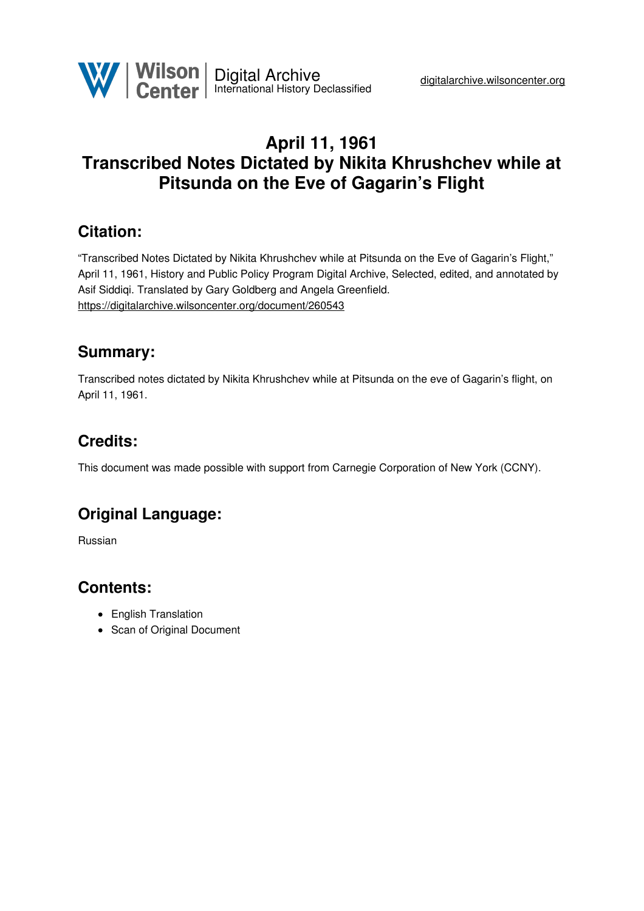Wilson Center | Digital Archive
International History Declassified

digitalarchive.wilsoncenter.org

# April 11, 1961
# Transcribed Notes Dictated by Nikita Khrushchev while at Pitsunda on the Eve of Gagarin's Flight

## Citation:

"Transcribed Notes Dictated by Nikita Khrushchev while at Pitsunda on the Eve of Gagarin's Flight," April 11, 1961, History and Public Policy Program Digital Archive, Selected, edited, and annotated by Asif Siddiqi. Translated by Gary Goldberg and Angela Greenfield.
https://digitalarchive.wilsoncenter.org/document/260543

## Summary:

Transcribed notes dictated by Nikita Khrushchev while at Pitsunda on the eve of Gagarin's flight, on April 11, 1961.

## Credits:

This document was made possible with support from Carnegie Corporation of New York (CCNY).

## Original Language:

Russian

## Contents:

- English Translation
- Scan of Original Document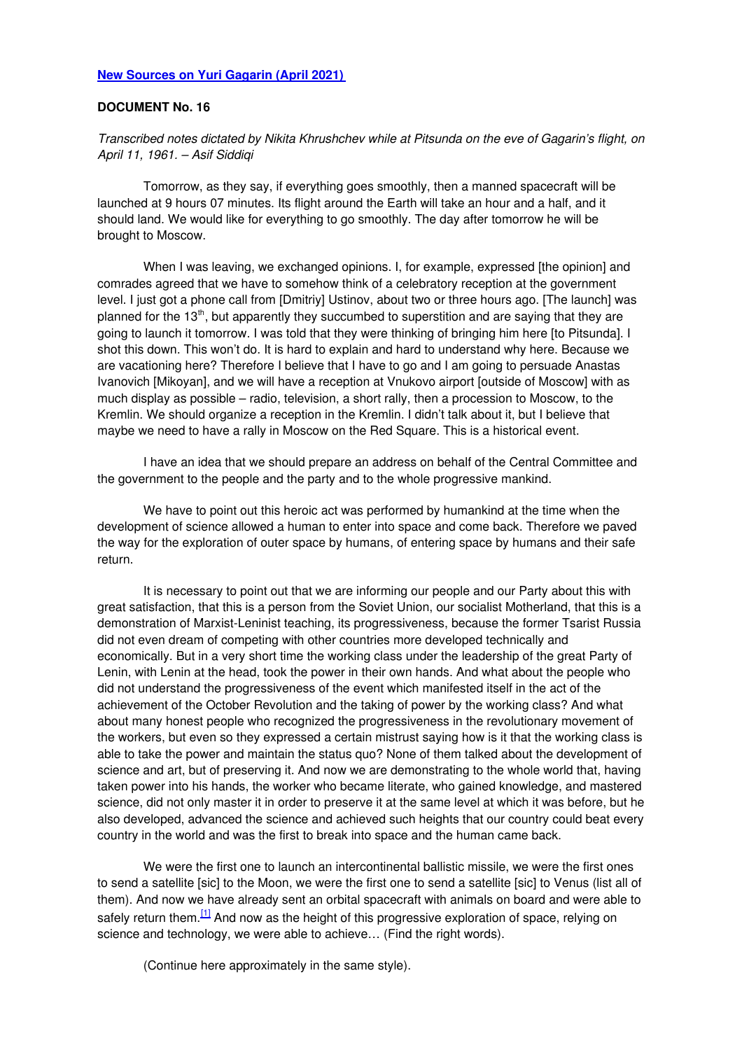**New Sources on Yuri Gagarin (April 2021)**

**DOCUMENT No. 16**

*Transcribed notes dictated by Nikita Khrushchev while at Pitsunda on the eve of Gagarin's flight, on April 11, 1961. – Asif Siddiqi*

Tomorrow, as they say, if everything goes smoothly, then a manned spacecraft will be launched at 9 hours 07 minutes. Its flight around the Earth will take an hour and a half, and it should land. We would like for everything to go smoothly. The day after tomorrow he will be brought to Moscow.

When I was leaving, we exchanged opinions. I, for example, expressed [the opinion] and comrades agreed that we have to somehow think of a celebratory reception at the government level. I just got a phone call from [Dmitriy] Ustinov, about two or three hours ago. [The launch] was planned for the 13th, but apparently they succumbed to superstition and are saying that they are going to launch it tomorrow. I was told that they were thinking of bringing him here [to Pitsunda]. I shot this down. This won't do. It is hard to explain and hard to understand why here. Because we are vacationing here? Therefore I believe that I have to go and I am going to persuade Anastas Ivanovich [Mikoyan], and we will have a reception at Vnukovo airport [outside of Moscow] with as much display as possible – radio, television, a short rally, then a procession to Moscow, to the Kremlin. We should organize a reception in the Kremlin. I didn't talk about it, but I believe that maybe we need to have a rally in Moscow on the Red Square. This is a historical event.

I have an idea that we should prepare an address on behalf of the Central Committee and the government to the people and the party and to the whole progressive mankind.

We have to point out this heroic act was performed by humankind at the time when the development of science allowed a human to enter into space and come back. Therefore we paved the way for the exploration of outer space by humans, of entering space by humans and their safe return.

It is necessary to point out that we are informing our people and our Party about this with great satisfaction, that this is a person from the Soviet Union, our socialist Motherland, that this is a demonstration of Marxist-Leninist teaching, its progressiveness, because the former Tsarist Russia did not even dream of competing with other countries more developed technically and economically. But in a very short time the working class under the leadership of the great Party of Lenin, with Lenin at the head, took the power in their own hands. And what about the people who did not understand the progressiveness of the event which manifested itself in the act of the achievement of the October Revolution and the taking of power by the working class? And what about many honest people who recognized the progressiveness in the revolutionary movement of the workers, but even so they expressed a certain mistrust saying how is it that the working class is able to take the power and maintain the status quo? None of them talked about the development of science and art, but of preserving it. And now we are demonstrating to the whole world that, having taken power into his hands, the worker who became literate, who gained knowledge, and mastered science, did not only master it in order to preserve it at the same level at which it was before, but he also developed, advanced the science and achieved such heights that our country could beat every country in the world and was the first to break into space and the human came back.

We were the first one to launch an intercontinental ballistic missile, we were the first ones to send a satellite [sic] to the Moon, we were the first one to send a satellite [sic] to Venus (list all of them). And now we have already sent an orbital spacecraft with animals on board and were able to safely return them.[1] And now as the height of this progressive exploration of space, relying on science and technology, we were able to achieve… (Find the right words).

(Continue here approximately in the same style).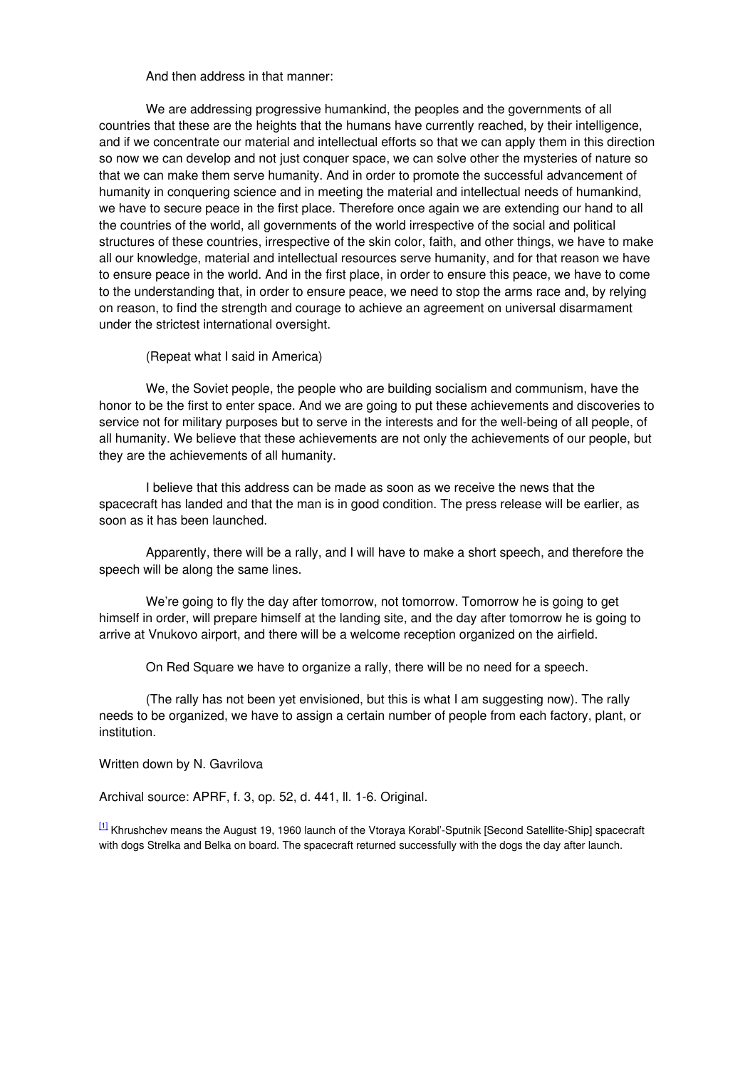And then address in that manner:

We are addressing progressive humankind, the peoples and the governments of all countries that these are the heights that the humans have currently reached, by their intelligence, and if we concentrate our material and intellectual efforts so that we can apply them in this direction so now we can develop and not just conquer space, we can solve other the mysteries of nature so that we can make them serve humanity. And in order to promote the successful advancement of humanity in conquering science and in meeting the material and intellectual needs of humankind, we have to secure peace in the first place. Therefore once again we are extending our hand to all the countries of the world, all governments of the world irrespective of the social and political structures of these countries, irrespective of the skin color, faith, and other things, we have to make all our knowledge, material and intellectual resources serve humanity, and for that reason we have to ensure peace in the world. And in the first place, in order to ensure this peace, we have to come to the understanding that, in order to ensure peace, we need to stop the arms race and, by relying on reason, to find the strength and courage to achieve an agreement on universal disarmament under the strictest international oversight.

(Repeat what I said in America)

We, the Soviet people, the people who are building socialism and communism, have the honor to be the first to enter space. And we are going to put these achievements and discoveries to service not for military purposes but to serve in the interests and for the well-being of all people, of all humanity. We believe that these achievements are not only the achievements of our people, but they are the achievements of all humanity.

I believe that this address can be made as soon as we receive the news that the spacecraft has landed and that the man is in good condition. The press release will be earlier, as soon as it has been launched.

Apparently, there will be a rally, and I will have to make a short speech, and therefore the speech will be along the same lines.

We're going to fly the day after tomorrow, not tomorrow. Tomorrow he is going to get himself in order, will prepare himself at the landing site, and the day after tomorrow he is going to arrive at Vnukovo airport, and there will be a welcome reception organized on the airfield.

On Red Square we have to organize a rally, there will be no need for a speech.

(The rally has not been yet envisioned, but this is what I am suggesting now). The rally needs to be organized, we have to assign a certain number of people from each factory, plant, or institution.

Written down by N. Gavrilova

Archival source: APRF, f. 3, op. 52, d. 441, ll. 1-6. Original.

[1] Khrushchev means the August 19, 1960 launch of the Vtoraya Korabl'-Sputnik [Second Satellite-Ship] spacecraft with dogs Strelka and Belka on board. The spacecraft returned successfully with the dogs the day after launch.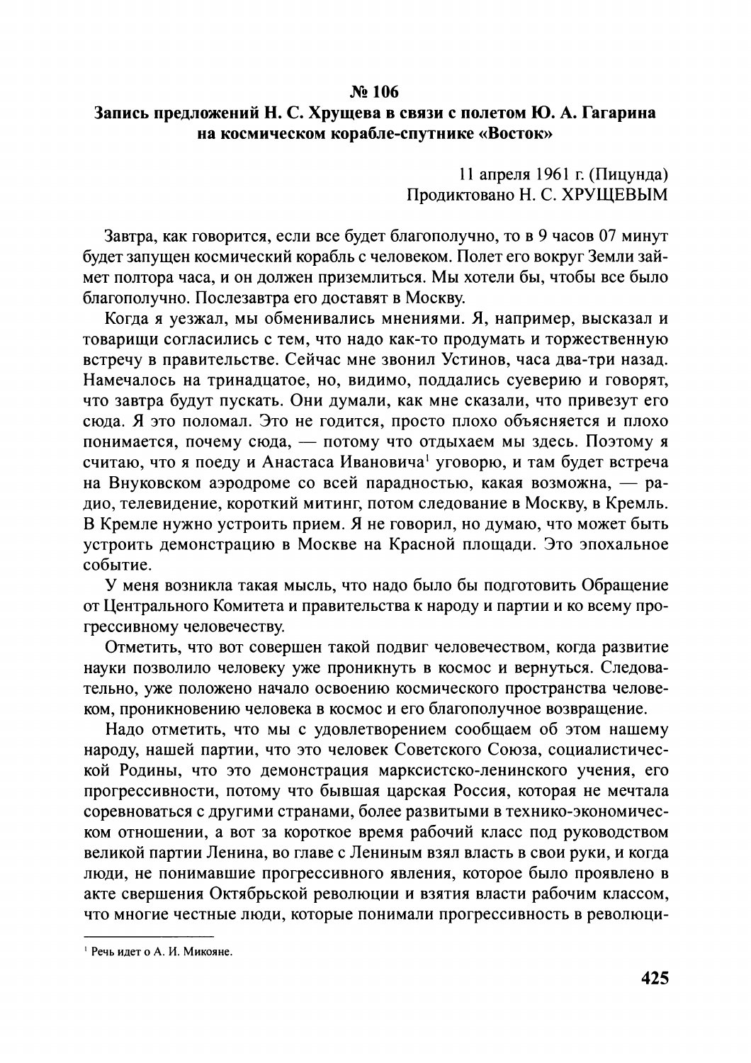## № 106

## Запись предложений Н. С. Хрущева в связи с полетом Ю. А. Гагарина на космическом корабле-спутнике «Восток»

11 апреля 1961 г. (Пицунда)
Продиктовано Н. С. ХРУЩЕВЫМ

Завтра, как говорится, если все будет благополучно, то в 9 часов 07 минут будет запущен космический корабль с человеком. Полет его вокруг Земли займет полтора часа, и он должен приземлиться. Мы хотели бы, чтобы все было благополучно. Послезавтра его доставят в Москву.

Когда я уезжал, мы обменивались мнениями. Я, например, высказал и товарищи согласились с тем, что надо как-то продумать и торжественную встречу в правительстве. Сейчас мне звонил Устинов, часа два-три назад. Намечалось на тринадцатое, но, видимо, поддались суеверию и говорят, что завтра будут пускать. Они думали, как мне сказали, что привезут его сюда. Я это поломал. Это не годится, просто плохо объясняется и плохо понимается, почему сюда, — потому что отдыхаем мы здесь. Поэтому я считаю, что я поеду и Анастаса Ивановича[1] уговорю, и там будет встреча на Внуковском аэродроме со всей парадностью, какая возможна, — радио, телевидение, короткий митинг, потом следование в Москву, в Кремль. В Кремле нужно устроить прием. Я не говорил, но думаю, что может быть устроить демонстрацию в Москве на Красной площади. Это эпохальное событие.

У меня возникла такая мысль, что надо было бы подготовить Обращение от Центрального Комитета и правительства к народу и партии и ко всему прогрессивному человечеству.

Отметить, что вот совершен такой подвиг человечеством, когда развитие науки позволило человеку уже проникнуть в космос и вернуться. Следовательно, уже положено начало освоению космического пространства человеком, проникновению человека в космос и его благополучное возвращение.

Надо отметить, что мы с удовлетворением сообщаем об этом нашему народу, нашей партии, что это человек Советского Союза, социалистической Родины, что это демонстрация марксистско-ленинского учения, его прогрессивности, потому что бывшая царская Россия, которая не мечтала соревноваться с другими странами, более развитыми в технико-экономическом отношении, а вот за короткое время рабочий класс под руководством великой партии Ленина, во главе с Лениным взял власть в свои руки, и когда люди, не понимавшие прогрессивного явления, которое было проявлено в акте свершения Октябрьской революции и взятия власти рабочим классом, что многие честные люди, которые понимали прогрессивность в революци-

---

[1] Речь идет о А. И. Микояне.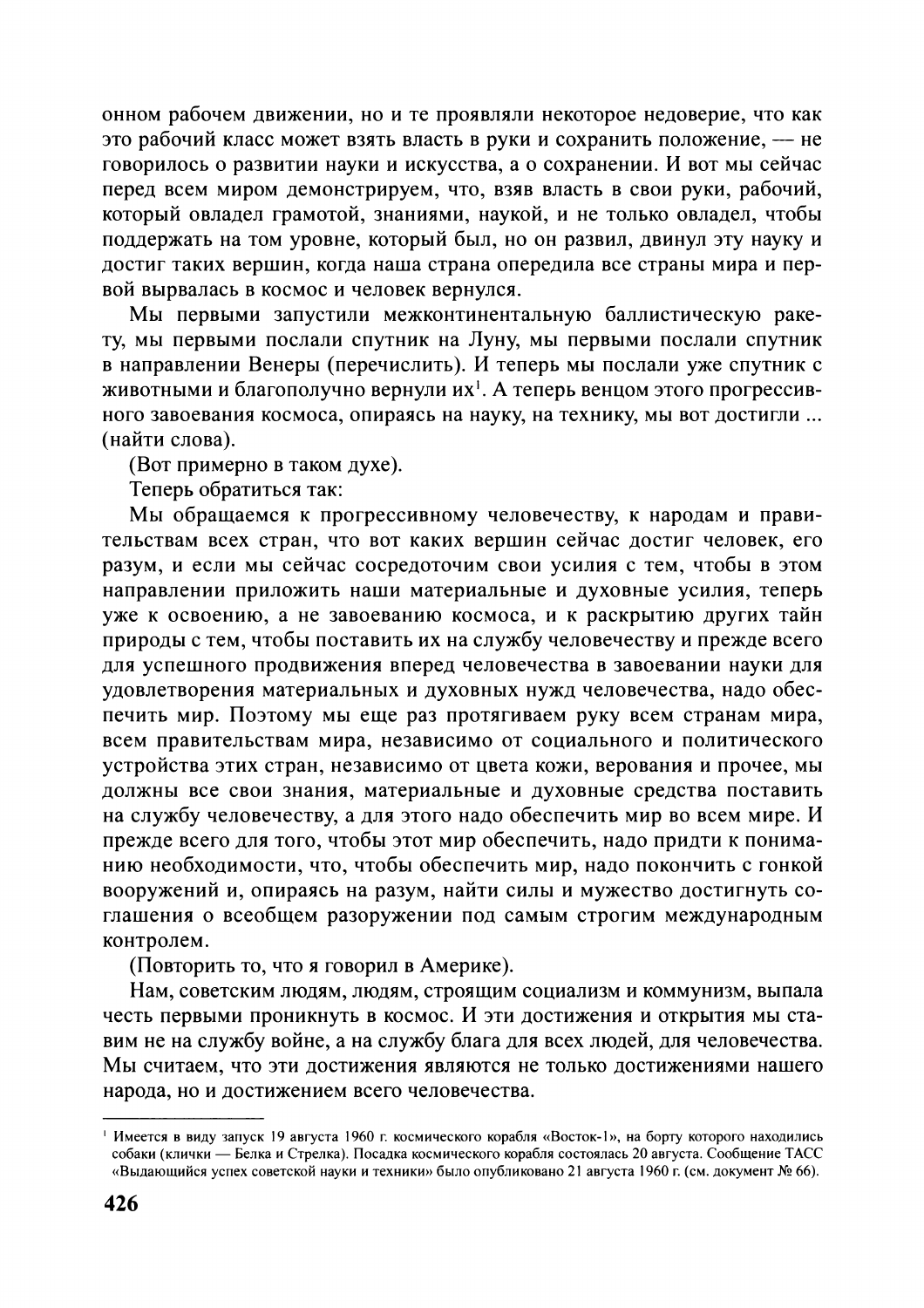онном рабочем движении, но и те проявляли некоторое недоверие, что как это рабочий класс может взять власть в руки и сохранить положение, — не говорилось о развитии науки и искусства, а о сохранении. И вот мы сейчас перед всем миром демонстрируем, что, взяв власть в свои руки, рабочий, который овладел грамотой, знаниями, наукой, и не только овладел, чтобы поддержать на том уровне, который был, но он развил, двинул эту науку и достиг таких вершин, когда наша страна опередила все страны мира и первой вырвалась в космос и человек вернулся.

Мы первыми запустили межконтинентальную баллистическую ракету, мы первыми послали спутник на Луну, мы первыми послали спутник в направлении Венеры (перечислить). И теперь мы послали уже спутник с животными и благополучно вернули их[1]. А теперь венцом этого прогрессивного завоевания космоса, опираясь на науку, на технику, мы вот достигли ... (найти слова).

(Вот примерно в таком духе).

Теперь обратиться так:

Мы обращаемся к прогрессивному человечеству, к народам и правительствам всех стран, что вот каких вершин сейчас достиг человек, его разум, и если мы сейчас сосредоточим свои усилия с тем, чтобы в этом направлении приложить наши материальные и духовные усилия, теперь уже к освоению, а не завоеванию космоса, и к раскрытию других тайн природы с тем, чтобы поставить их на службу человечеству и прежде всего для успешного продвижения вперед человечества в завоевании науки для удовлетворения материальных и духовных нужд человечества, надо обеспечить мир. Поэтому мы еще раз протягиваем руку всем странам мира, всем правительствам мира, независимо от социального и политического устройства этих стран, независимо от цвета кожи, верования и прочее, мы должны все свои знания, материальные и духовные средства поставить на службу человечеству, а для этого надо обеспечить мир во всем мире. И прежде всего для того, чтобы этот мир обеспечить, надо придти к пониманию необходимости, что, чтобы обеспечить мир, надо покончить с гонкой вооружений и, опираясь на разум, найти силы и мужество достигнуть соглашения о всеобщем разоружении под самым строгим международным контролем.

(Повторить то, что я говорил в Америке).

Нам, советским людям, людям, строящим социализм и коммунизм, выпала честь первыми проникнуть в космос. И эти достижения и открытия мы ставим не на службу войне, а на службу блага для всех людей, для человечества. Мы считаем, что эти достижения являются не только достижениями нашего народа, но и достижением всего человечества.

---

[1] Имеется в виду запуск 19 августа 1960 г. космического корабля «Восток-1», на борту которого находились собаки (клички — Белка и Стрелка). Посадка космического корабля состоялась 20 августа. Сообщение ТАСС «Выдающийся успех советской науки и техники» было опубликовано 21 августа 1960 г. (см. документ № 66).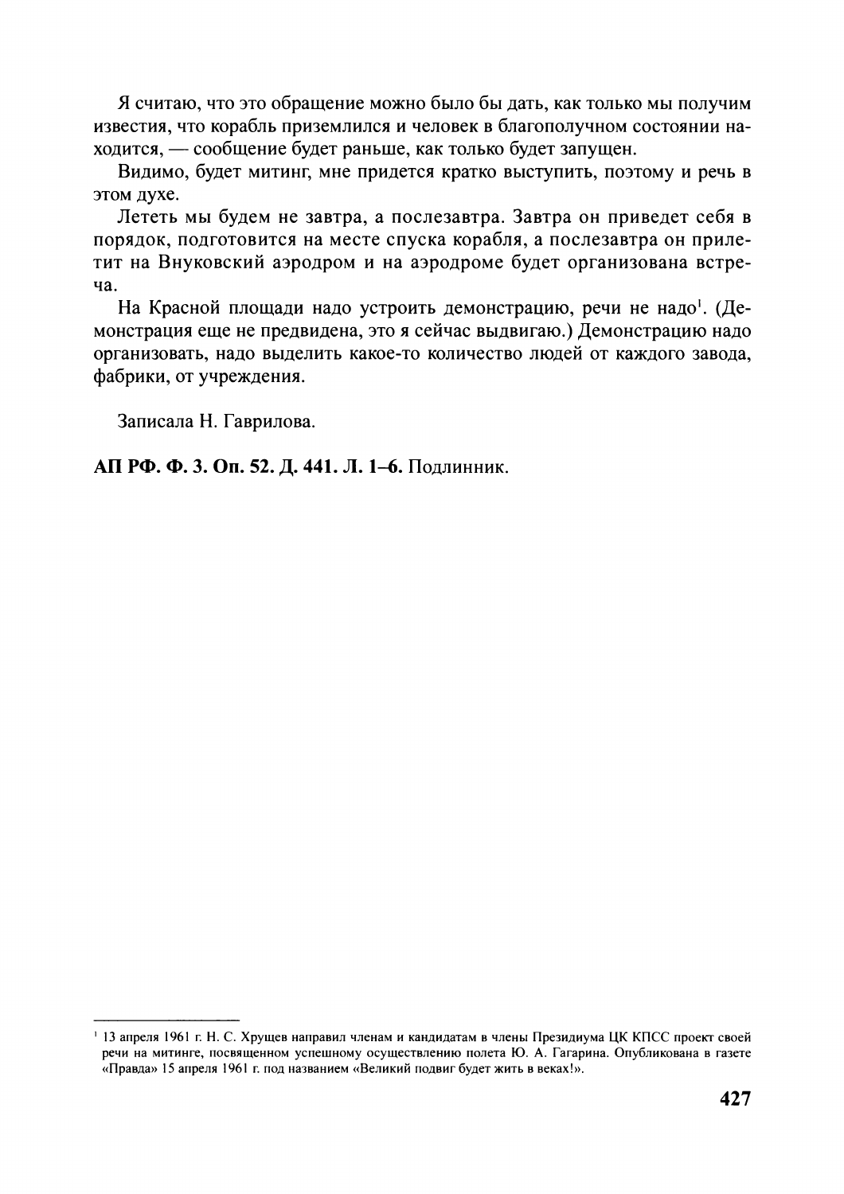Я считаю, что это обращение можно было бы дать, как только мы получим известия, что корабль приземлился и человек в благополучном состоянии находится, — сообщение будет раньше, как только будет запущен.

Видимо, будет митинг, мне придется кратко выступить, поэтому и речь в этом духе.

Лететь мы будем не завтра, а послезавтра. Завтра он приведет себя в порядок, подготовится на месте спуска корабля, а послезавтра он прилетит на Внуковский аэродром и на аэродроме будет организована встреча.

На Красной площади надо устроить демонстрацию, речи не надо[1]. (Демонстрация еще не предвидена, это я сейчас выдвигаю.) Демонстрацию надо организовать, надо выделить какое-то количество людей от каждого завода, фабрики, от учреждения.

Записала Н. Гаврилова.

**АП РФ. Ф. 3. Оп. 52. Д. 441. Л. 1–6.** Подлинник.

---

[1] 13 апреля 1961 г. Н. С. Хрущев направил членам и кандидатам в члены Президиума ЦК КПСС проект своей речи на митинге, посвященном успешному осуществлению полета Ю. А. Гагарина. Опубликована в газете «Правда» 15 апреля 1961 г. под названием «Великий подвиг будет жить в веках!».